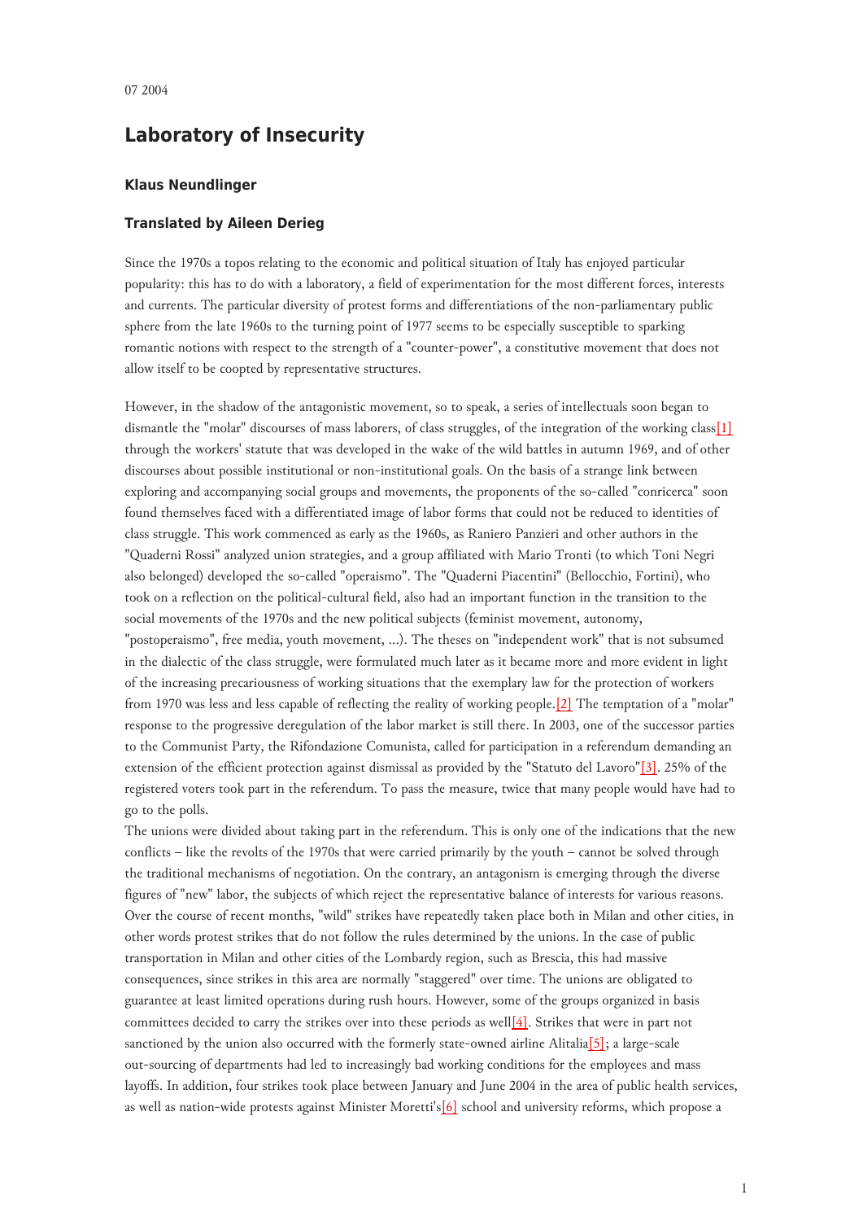07 2004

# Laboratory of Insecurity

### Klaus Neundlinger

### Translated by Aileen Derieg

Since the 1970s a topos relating to the economic and political situation of Italy has enjoyed particular popularity: this has to do with a laboratory, a field of experimentation for the most different forces, interests and currents. The particular diversity of protest forms and differentiations of the non-parliamentary public sphere from the late 1960s to the turning point of 1977 seems to be especially susceptible to sparking romantic notions with respect to the strength of a "counter-power", a constitutive movement that does not allow itself to be coopted by representative structures.

However, in the shadow of the antagonistic movement, so to speak, a series of intellectuals soon began to dismantle the "molar" discourses of mass laborers, of class struggles, of the integration of the working class[1] through the workers' statute that was developed in the wake of the wild battles in autumn 1969, and of other discourses about possible institutional or non-institutional goals. On the basis of a strange link between exploring and accompanying social groups and movements, the proponents of the so-called "conricerca" soon found themselves faced with a differentiated image of labor forms that could not be reduced to identities of class struggle. This work commenced as early as the 1960s, as Raniero Panzieri and other authors in the "Quaderni Rossi" analyzed union strategies, and a group affiliated with Mario Tronti (to which Toni Negri also belonged) developed the so-called "operaismo". The "Quaderni Piacentini" (Bellocchio, Fortini), who took on a reflection on the political-cultural field, also had an important function in the transition to the social movements of the 1970s and the new political subjects (feminist movement, autonomy, "postoperaismo", free media, youth movement, ...). The theses on "independent work" that is not subsumed in the dialectic of the class struggle, were formulated much later as it became more and more evident in light of the increasing precariousness of working situations that the exemplary law for the protection of workers from 1970 was less and less capable of reflecting the reality of working people.[2] The temptation of a "molar" response to the progressive deregulation of the labor market is still there. In 2003, one of the successor parties to the Communist Party, the Rifondazione Comunista, called for participation in a referendum demanding an extension of the efficient protection against dismissal as provided by the "Statuto del Lavoro"[3]. 25% of the registered voters took part in the referendum. To pass the measure, twice that many people would have had to go to the polls.

The unions were divided about taking part in the referendum. This is only one of the indications that the new conflicts – like the revolts of the 1970s that were carried primarily by the youth – cannot be solved through the traditional mechanisms of negotiation. On the contrary, an antagonism is emerging through the diverse figures of "new" labor, the subjects of which reject the representative balance of interests for various reasons. Over the course of recent months, "wild" strikes have repeatedly taken place both in Milan and other cities, in other words protest strikes that do not follow the rules determined by the unions. In the case of public transportation in Milan and other cities of the Lombardy region, such as Brescia, this had massive consequences, since strikes in this area are normally "staggered" over time. The unions are obligated to guarantee at least limited operations during rush hours. However, some of the groups organized in basis committees decided to carry the strikes over into these periods as well[4]. Strikes that were in part not sanctioned by the union also occurred with the formerly state-owned airline Alitalia[5]; a large-scale out-sourcing of departments had led to increasingly bad working conditions for the employees and mass layoffs. In addition, four strikes took place between January and June 2004 in the area of public health services, as well as nation-wide protests against Minister Moretti's[6] school and university reforms, which propose a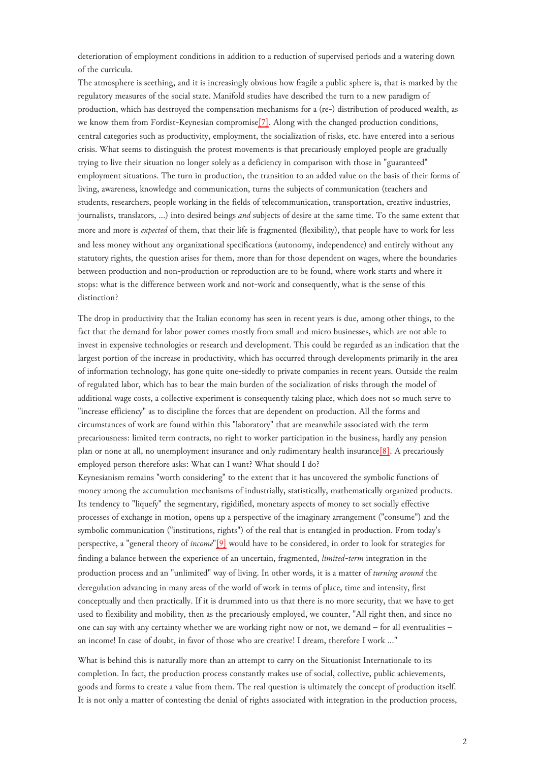deterioration of employment conditions in addition to a reduction of supervised periods and a watering down of the curricula.

The atmosphere is seething, and it is increasingly obvious how fragile a public sphere is, that is marked by the regulatory measures of the social state. Manifold studies have described the turn to a new paradigm of production, which has destroyed the compensation mechanisms for a (re-) distribution of produced wealth, as we know them from Fordist-Keynesian compromise[7]. Along with the changed production conditions, central categories such as productivity, employment, the socialization of risks, etc. have entered into a serious crisis. What seems to distinguish the protest movements is that precariously employed people are gradually trying to live their situation no longer solely as a deficiency in comparison with those in "guaranteed" employment situations. The turn in production, the transition to an added value on the basis of their forms of living, awareness, knowledge and communication, turns the subjects of communication (teachers and students, researchers, people working in the fields of telecommunication, transportation, creative industries, journalists, translators, ...) into desired beings *and* subjects of desire at the same time. To the same extent that more and more is *expected* of them, that their life is fragmented (flexibility), that people have to work for less and less money without any organizational specifications (autonomy, independence) and entirely without any statutory rights, the question arises for them, more than for those dependent on wages, where the boundaries between production and non-production or reproduction are to be found, where work starts and where it stops: what is the difference between work and not-work and consequently, what is the sense of this distinction?

The drop in productivity that the Italian economy has seen in recent years is due, among other things, to the fact that the demand for labor power comes mostly from small and micro businesses, which are not able to invest in expensive technologies or research and development. This could be regarded as an indication that the largest portion of the increase in productivity, which has occurred through developments primarily in the area of information technology, has gone quite one-sidedly to private companies in recent years. Outside the realm of regulated labor, which has to bear the main burden of the socialization of risks through the model of additional wage costs, a collective experiment is consequently taking place, which does not so much serve to "increase efficiency" as to discipline the forces that are dependent on production. All the forms and circumstances of work are found within this "laboratory" that are meanwhile associated with the term precariousness: limited term contracts, no right to worker participation in the business, hardly any pension plan or none at all, no unemployment insurance and only rudimentary health insurance[8]. A precariously employed person therefore asks: What can I want? What should I do?

Keynesianism remains "worth considering" to the extent that it has uncovered the symbolic functions of money among the accumulation mechanisms of industrially, statistically, mathematically organized products. Its tendency to "liquefy" the segmentary, rigidified, monetary aspects of money to set socially effective processes of exchange in motion, opens up a perspective of the imaginary arrangement ("consume") and the symbolic communication ("institutions, rights") of the real that is entangled in production. From today's perspective, a "general theory of *income*"[9] would have to be considered, in order to look for strategies for finding a balance between the experience of an uncertain, fragmented, *limited-term* integration in the production process and an "unlimited" way of living. In other words, it is a matter of *turning around* the deregulation advancing in many areas of the world of work in terms of place, time and intensity, first conceptually and then practically. If it is drummed into us that there is no more security, that we have to get used to flexibility and mobility, then as the precariously employed, we counter, "All right then, and since no one can say with any certainty whether we are working right now or not, we demand – for all eventualities – an income! In case of doubt, in favor of those who are creative! I dream, therefore I work ..."

What is behind this is naturally more than an attempt to carry on the Situationist Internationale to its completion. In fact, the production process constantly makes use of social, collective, public achievements, goods and forms to create a value from them. The real question is ultimately the concept of production itself. It is not only a matter of contesting the denial of rights associated with integration in the production process,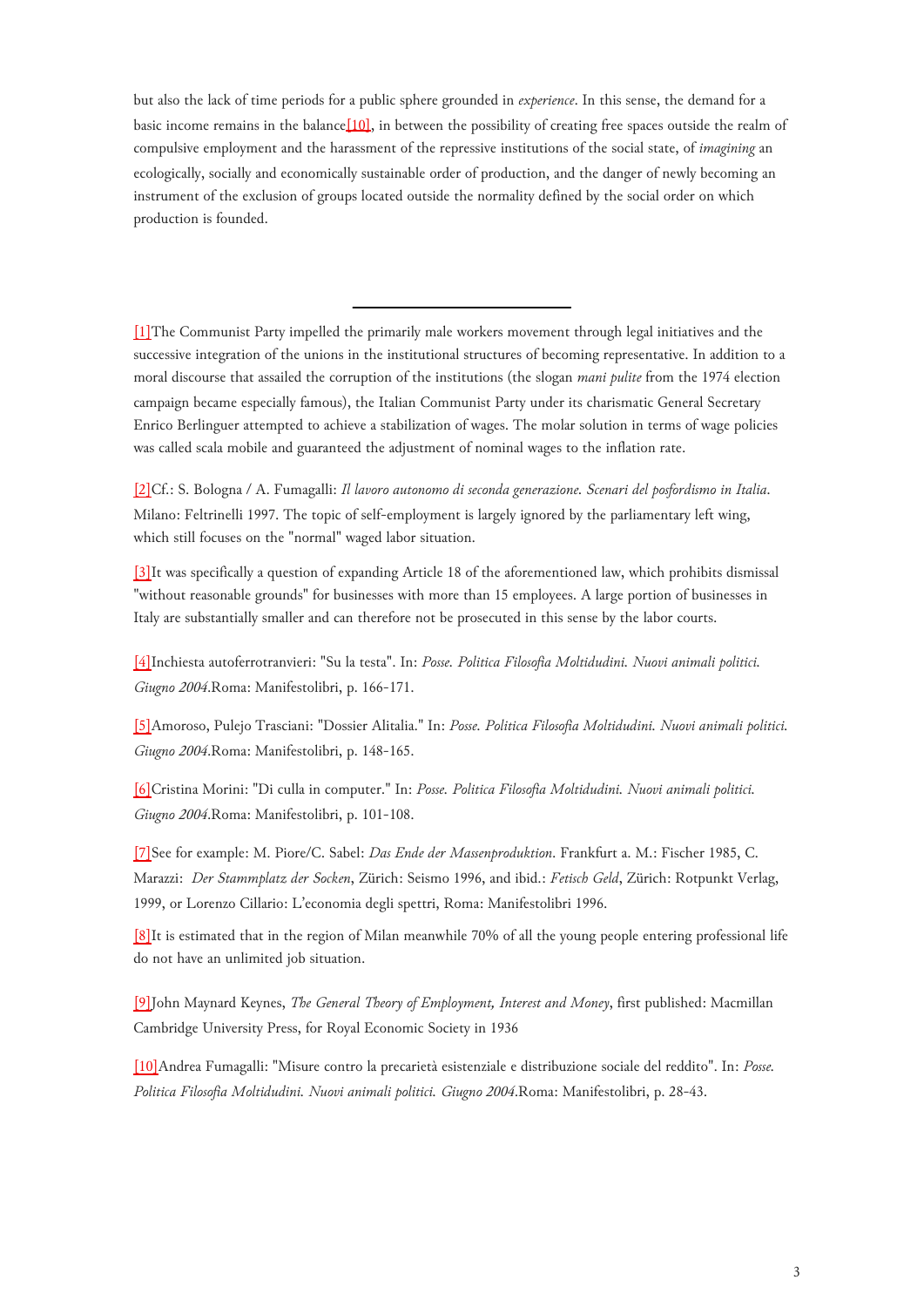but also the lack of time periods for a public sphere grounded in *experience*. In this sense, the demand for a basic income remains in the balance[10], in between the possibility of creating free spaces outside the realm of compulsive employment and the harassment of the repressive institutions of the social state, of *imagining* an ecologically, socially and economically sustainable order of production, and the danger of newly becoming an instrument of the exclusion of groups located outside the normality defined by the social order on which production is founded.

---

[1]The Communist Party impelled the primarily male workers movement through legal initiatives and the successive integration of the unions in the institutional structures of becoming representative. In addition to a moral discourse that assailed the corruption of the institutions (the slogan *mani pulite* from the 1974 election campaign became especially famous), the Italian Communist Party under its charismatic General Secretary Enrico Berlinguer attempted to achieve a stabilization of wages. The molar solution in terms of wage policies was called scala mobile and guaranteed the adjustment of nominal wages to the inflation rate.

[2]Cf.: S. Bologna / A. Fumagalli: *Il lavoro autonomo di seconda generazione. Scenari del posfordismo in Italia*. Milano: Feltrinelli 1997. The topic of self-employment is largely ignored by the parliamentary left wing, which still focuses on the "normal" waged labor situation.

[3]It was specifically a question of expanding Article 18 of the aforementioned law, which prohibits dismissal "without reasonable grounds" for businesses with more than 15 employees. A large portion of businesses in Italy are substantially smaller and can therefore not be prosecuted in this sense by the labor courts.

[4]Inchiesta autoferrotranvieri: "Su la testa". In: *Posse. Politica Filosofia Moltidudini. Nuovi animali politici. Giugno 2004*.Roma: Manifestolibri, p. 166-171.

[5]Amoroso, Pulejo Trasciani: "Dossier Alitalia." In: *Posse. Politica Filosofia Moltidudini. Nuovi animali politici. Giugno 2004*.Roma: Manifestolibri, p. 148-165.

[6]Cristina Morini: "Di culla in computer." In: *Posse. Politica Filosofia Moltidudini. Nuovi animali politici. Giugno 2004*.Roma: Manifestolibri, p. 101-108.

[7]See for example: M. Piore/C. Sabel: *Das Ende der Massenproduktion*. Frankfurt a. M.: Fischer 1985, C. Marazzi: *Der Stammplatz der Socken*, Zürich: Seismo 1996, and ibid.: *Fetisch Geld*, Zürich: Rotpunkt Verlag, 1999, or Lorenzo Cillario: L'economia degli spettri, Roma: Manifestolibri 1996.

[8]It is estimated that in the region of Milan meanwhile 70% of all the young people entering professional life do not have an unlimited job situation.

[9]John Maynard Keynes, *The General Theory of Employment, Interest and Money*, first published: Macmillan Cambridge University Press, for Royal Economic Society in 1936

[10]Andrea Fumagalli: "Misure contro la precarietà esistenziale e distribuzione sociale del reddito". In: *Posse. Politica Filosofia Moltidudini. Nuovi animali politici. Giugno 2004*.Roma: Manifestolibri, p. 28-43.